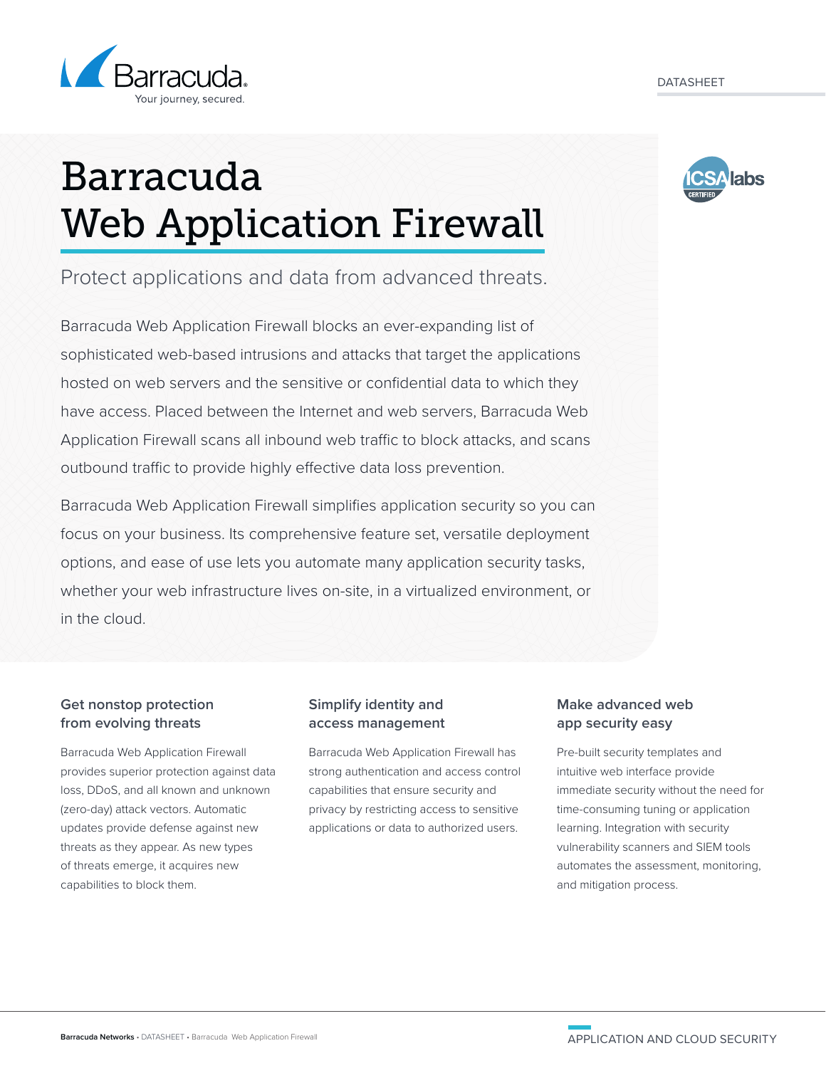DATASHEET

# Barracuda Web Application Firewall

Protect applications and data from advanced threats.

Barracuda Web Application Firewall blocks an ever-expanding list of sophisticated web-based intrusions and attacks that target the applications hosted on web servers and the sensitive or confidential data to which they have access. Placed between the Internet and web servers, Barracuda Web Application Firewall scans all inbound web traffic to block attacks, and scans outbound traffic to provide highly effective data loss prevention.

Barracuda Web Application Firewall simplifies application security so you can focus on your business. Its comprehensive feature set, versatile deployment options, and ease of use lets you automate many application security tasks, whether your web infrastructure lives on-site, in a virtualized environment, or in the cloud.

### Get nonstop protection from evolving threats

Barracuda Web Application Firewall provides superior protection against data loss, DDoS, and all known and unknown (zero-day) attack vectors. Automatic updates provide defense against new threats as they appear. As new types of threats emerge, it acquires new capabilities to block them.

### Simplify identity and access management

Barracuda Web Application Firewall has strong authentication and access control capabilities that ensure security and privacy by restricting access to sensitive applications or data to authorized users.

### Make advanced web app security easy

Pre-built security templates and intuitive web interface provide immediate security without the need for time-consuming tuning or application learning. Integration with security vulnerability scanners and SIEM tools automates the assessment, monitoring, and mitigation process.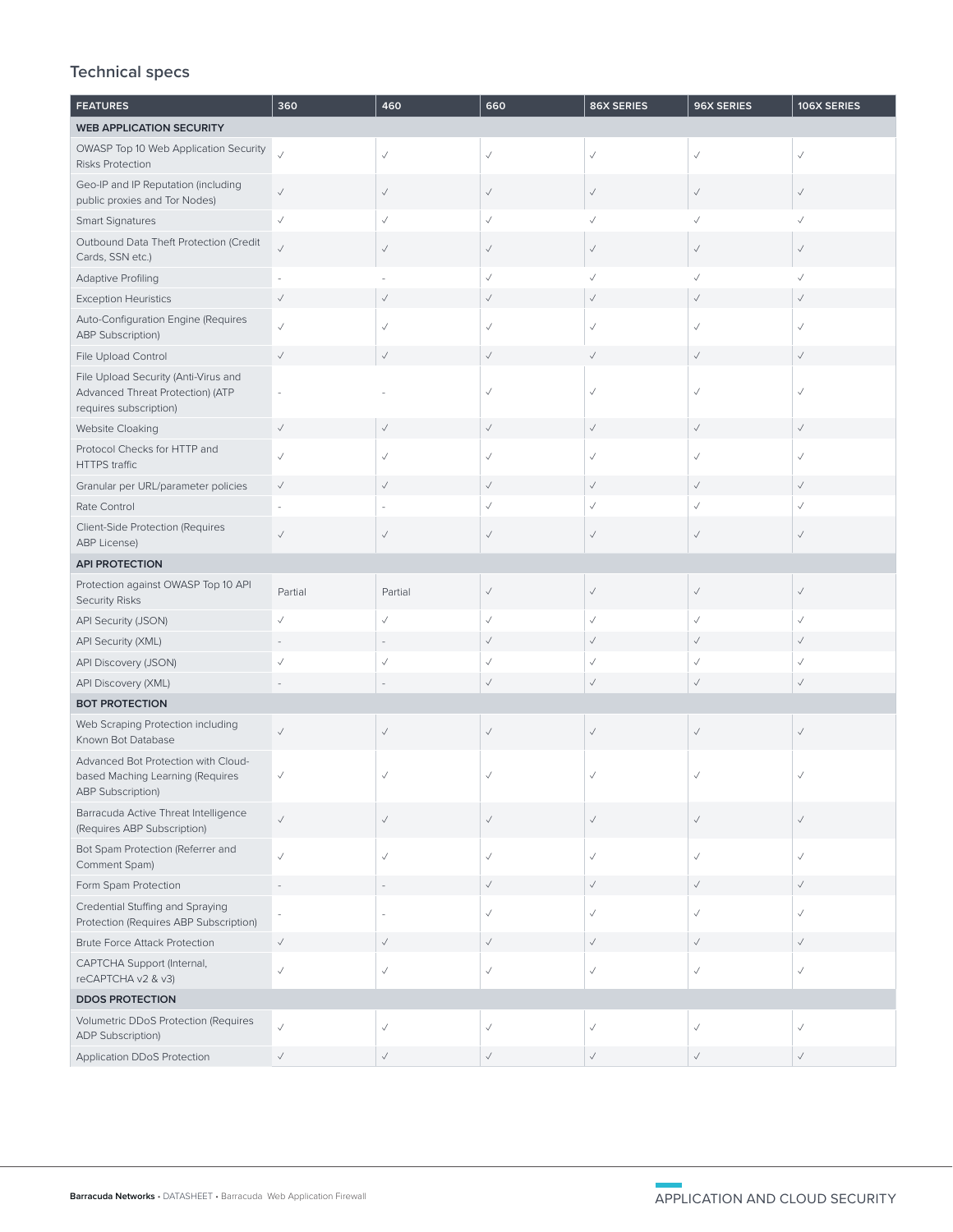## Technical specs

| FEATURES | 360 | 460 | 660 | 86X SERIES | 96X SERIES | 106X SERIES |
|---|---|---|---|---|---|---|
| **WEB APPLICATION SECURITY** | | | | | | |
| OWASP Top 10 Web Application Security Risks Protection | ✓ | ✓ | ✓ | ✓ | ✓ | ✓ |
| Geo-IP and IP Reputation (including public proxies and Tor Nodes) | ✓ | ✓ | ✓ | ✓ | ✓ | ✓ |
| Smart Signatures | ✓ | ✓ | ✓ | ✓ | ✓ | ✓ |
| Outbound Data Theft Protection (Credit Cards, SSN etc.) | ✓ | ✓ | ✓ | ✓ | ✓ | ✓ |
| Adaptive Profiling | - | - | ✓ | ✓ | ✓ | ✓ |
| Exception Heuristics | ✓ | ✓ | ✓ | ✓ | ✓ | ✓ |
| Auto-Configuration Engine (Requires ABP Subscription) | ✓ | ✓ | ✓ | ✓ | ✓ | ✓ |
| File Upload Control | ✓ | ✓ | ✓ | ✓ | ✓ | ✓ |
| File Upload Security (Anti-Virus and Advanced Threat Protection) (ATP requires subscription) | - | - | ✓ | ✓ | ✓ | ✓ |
| Website Cloaking | ✓ | ✓ | ✓ | ✓ | ✓ | ✓ |
| Protocol Checks for HTTP and HTTPS traffic | ✓ | ✓ | ✓ | ✓ | ✓ | ✓ |
| Granular per URL/parameter policies | ✓ | ✓ | ✓ | ✓ | ✓ | ✓ |
| Rate Control | - | - | ✓ | ✓ | ✓ | ✓ |
| Client-Side Protection (Requires ABP License) | ✓ | ✓ | ✓ | ✓ | ✓ | ✓ |
| **API PROTECTION** | | | | | | |
| Protection against OWASP Top 10 API Security Risks | Partial | Partial | ✓ | ✓ | ✓ | ✓ |
| API Security (JSON) | ✓ | ✓ | ✓ | ✓ | ✓ | ✓ |
| API Security (XML) | - | - | ✓ | ✓ | ✓ | ✓ |
| API Discovery (JSON) | ✓ | ✓ | ✓ | ✓ | ✓ | ✓ |
| API Discovery (XML) | - | - | ✓ | ✓ | ✓ | ✓ |
| **BOT PROTECTION** | | | | | | |
| Web Scraping Protection including Known Bot Database | ✓ | ✓ | ✓ | ✓ | ✓ | ✓ |
| Advanced Bot Protection with Cloud-based Maching Learning (Requires ABP Subscription) | ✓ | ✓ | ✓ | ✓ | ✓ | ✓ |
| Barracuda Active Threat Intelligence (Requires ABP Subscription) | ✓ | ✓ | ✓ | ✓ | ✓ | ✓ |
| Bot Spam Protection (Referrer and Comment Spam) | ✓ | ✓ | ✓ | ✓ | ✓ | ✓ |
| Form Spam Protection | - | - | ✓ | ✓ | ✓ | ✓ |
| Credential Stuffing and Spraying Protection (Requires ABP Subscription) | - | - | ✓ | ✓ | ✓ | ✓ |
| Brute Force Attack Protection | ✓ | ✓ | ✓ | ✓ | ✓ | ✓ |
| CAPTCHA Support (Internal, reCAPTCHA v2 & v3) | ✓ | ✓ | ✓ | ✓ | ✓ | ✓ |
| **DDOS PROTECTION** | | | | | | |
| Volumetric DDoS Protection (Requires ADP Subscription) | ✓ | ✓ | ✓ | ✓ | ✓ | ✓ |
| Application DDoS Protection | ✓ | ✓ | ✓ | ✓ | ✓ | ✓ |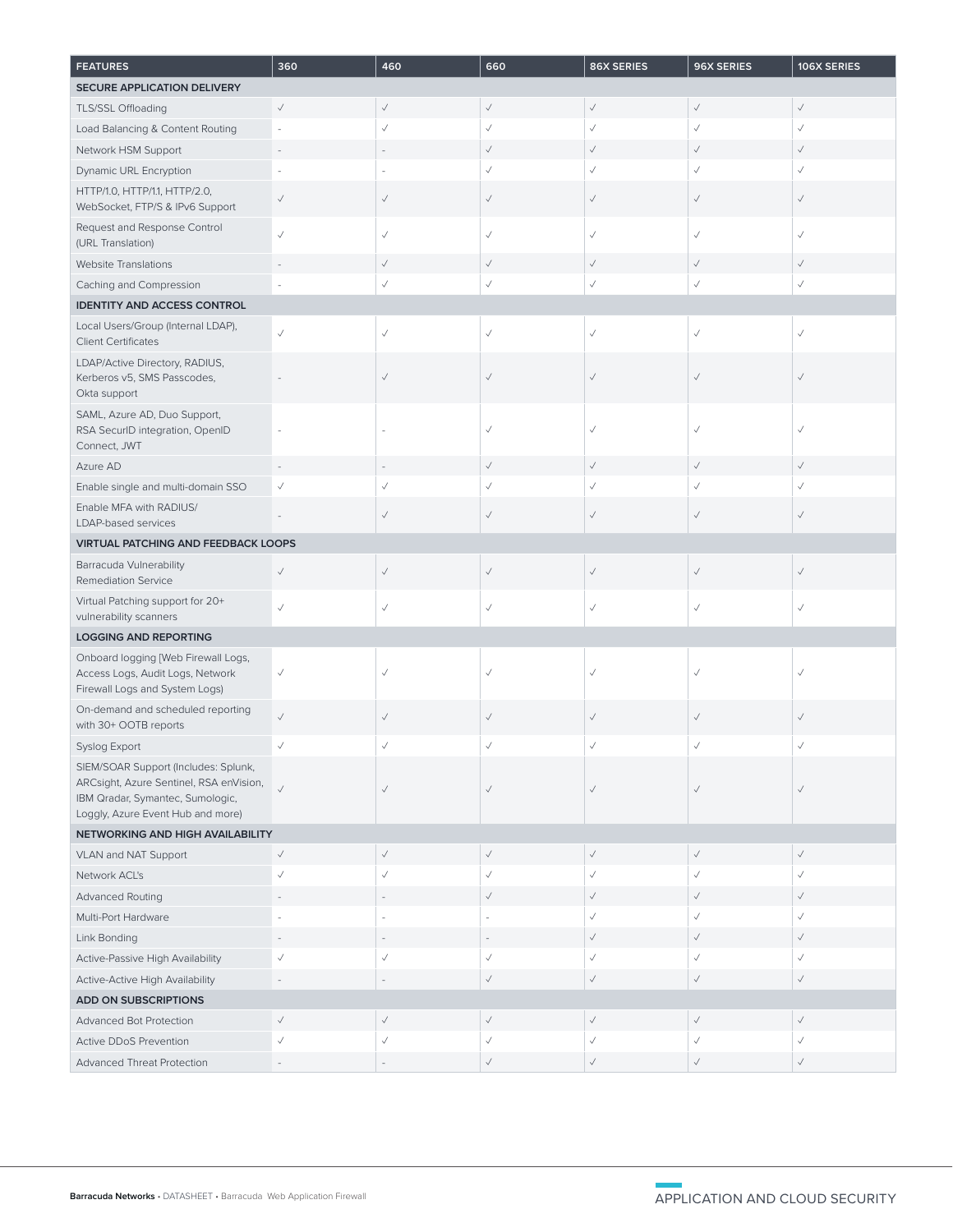| FEATURES | 360 | 460 | 660 | 86X SERIES | 96X SERIES | 106X SERIES |
|---|---|---|---|---|---|---|
| **SECURE APPLICATION DELIVERY** | | | | | | |
| TLS/SSL Offloading | ✓ | ✓ | ✓ | ✓ | ✓ | ✓ |
| Load Balancing & Content Routing | - | ✓ | ✓ | ✓ | ✓ | ✓ |
| Network HSM Support | - | - | ✓ | ✓ | ✓ | ✓ |
| Dynamic URL Encryption | - | - | ✓ | ✓ | ✓ | ✓ |
| HTTP/1.0, HTTP/1.1, HTTP/2.0, WebSocket, FTP/S & IPv6 Support | ✓ | ✓ | ✓ | ✓ | ✓ | ✓ |
| Request and Response Control (URL Translation) | ✓ | ✓ | ✓ | ✓ | ✓ | ✓ |
| Website Translations | - | ✓ | ✓ | ✓ | ✓ | ✓ |
| Caching and Compression | - | ✓ | ✓ | ✓ | ✓ | ✓ |
| **IDENTITY AND ACCESS CONTROL** | | | | | | |
| Local Users/Group (Internal LDAP), Client Certificates | ✓ | ✓ | ✓ | ✓ | ✓ | ✓ |
| LDAP/Active Directory, RADIUS, Kerberos v5, SMS Passcodes, Okta support | - | ✓ | ✓ | ✓ | ✓ | ✓ |
| SAML, Azure AD, Duo Support, RSA SecurID integration, OpenID Connect, JWT | - | - | ✓ | ✓ | ✓ | ✓ |
| Azure AD | - | - | ✓ | ✓ | ✓ | ✓ |
| Enable single and multi-domain SSO | ✓ | ✓ | ✓ | ✓ | ✓ | ✓ |
| Enable MFA with RADIUS/ LDAP-based services | - | ✓ | ✓ | ✓ | ✓ | ✓ |
| **VIRTUAL PATCHING AND FEEDBACK LOOPS** | | | | | | |
| Barracuda Vulnerability Remediation Service | ✓ | ✓ | ✓ | ✓ | ✓ | ✓ |
| Virtual Patching support for 20+ vulnerability scanners | ✓ | ✓ | ✓ | ✓ | ✓ | ✓ |
| **LOGGING AND REPORTING** | | | | | | |
| Onboard logging [Web Firewall Logs, Access Logs, Audit Logs, Network Firewall Logs and System Logs) | ✓ | ✓ | ✓ | ✓ | ✓ | ✓ |
| On-demand and scheduled reporting with 30+ OOTB reports | ✓ | ✓ | ✓ | ✓ | ✓ | ✓ |
| Syslog Export | ✓ | ✓ | ✓ | ✓ | ✓ | ✓ |
| SIEM/SOAR Support (Includes: Splunk, ARCsight, Azure Sentinel, RSA enVision, IBM Qradar, Symantec, Sumologic, Loggly, Azure Event Hub and more) | ✓ | ✓ | ✓ | ✓ | ✓ | ✓ |
| **NETWORKING AND HIGH AVAILABILITY** | | | | | | |
| VLAN and NAT Support | ✓ | ✓ | ✓ | ✓ | ✓ | ✓ |
| Network ACL's | ✓ | ✓ | ✓ | ✓ | ✓ | ✓ |
| Advanced Routing | - | - | ✓ | ✓ | ✓ | ✓ |
| Multi-Port Hardware | - | - | - | ✓ | ✓ | ✓ |
| Link Bonding | - | - | - | ✓ | ✓ | ✓ |
| Active-Passive High Availability | ✓ | ✓ | ✓ | ✓ | ✓ | ✓ |
| Active-Active High Availability | - | - | ✓ | ✓ | ✓ | ✓ |
| **ADD ON SUBSCRIPTIONS** | | | | | | |
| Advanced Bot Protection | ✓ | ✓ | ✓ | ✓ | ✓ | ✓ |
| Active DDoS Prevention | ✓ | ✓ | ✓ | ✓ | ✓ | ✓ |
| Advanced Threat Protection | - | - | ✓ | ✓ | ✓ | ✓ |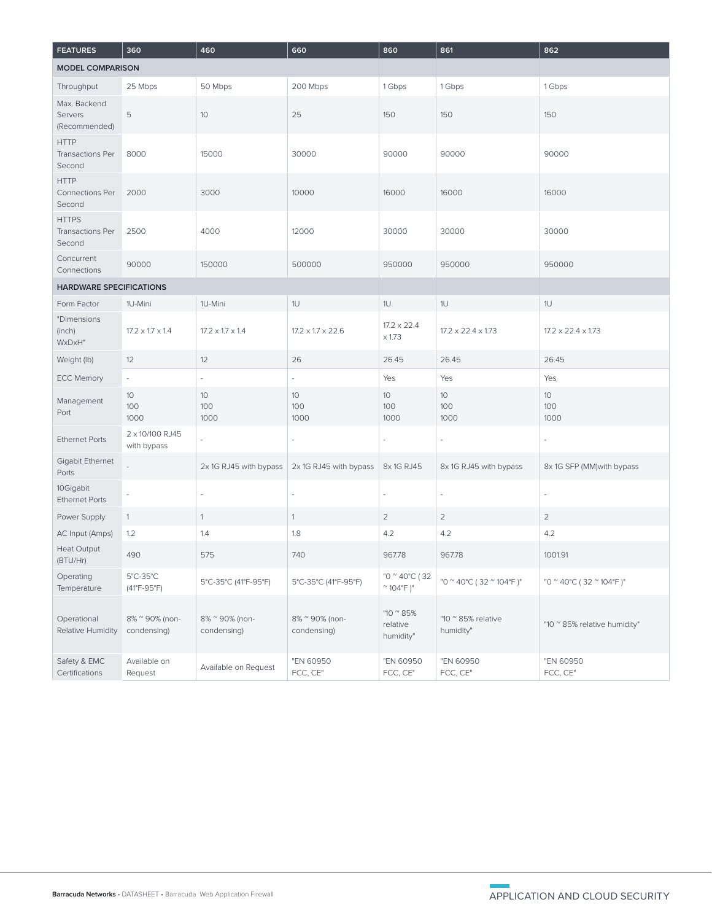| FEATURES | 360 | 460 | 660 | 860 | 861 | 862 |
|---|---|---|---|---|---|---|
| **MODEL COMPARISON** | | | | | | |
| Throughput | 25 Mbps | 50 Mbps | 200 Mbps | 1 Gbps | 1 Gbps | 1 Gbps |
| Max. Backend Servers (Recommended) | 5 | 10 | 25 | 150 | 150 | 150 |
| HTTP Transactions Per Second | 8000 | 15000 | 30000 | 90000 | 90000 | 90000 |
| HTTP Connections Per Second | 2000 | 3000 | 10000 | 16000 | 16000 | 16000 |
| HTTPS Transactions Per Second | 2500 | 4000 | 12000 | 30000 | 30000 | 30000 |
| Concurrent Connections | 90000 | 150000 | 500000 | 950000 | 950000 | 950000 |
| **HARDWARE SPECIFICATIONS** | | | | | | |
| Form Factor | 1U-Mini | 1U-Mini | 1U | 1U | 1U | 1U |
| "Dimensions (inch) WxDxH" | 17.2 x 1.7 x 1.4 | 17.2 x 1.7 x 1.4 | 17.2 x 1.7 x 22.6 | 17.2 x 22.4 x 1.73 | 17.2 x 22.4 x 1.73 | 17.2 x 22.4 x 1.73 |
| Weight (lb) | 12 | 12 | 26 | 26.45 | 26.45 | 26.45 |
| ECC Memory | - | - | - | Yes | Yes | Yes |
| Management Port | 10 100 1000 | 10 100 1000 | 10 100 1000 | 10 100 1000 | 10 100 1000 | 10 100 1000 |
| Ethernet Ports | 2 x 10/100 RJ45 with bypass | - | - | - | - | - |
| Gigabit Ethernet Ports | - | 2x 1G RJ45 with bypass | 2x 1G RJ45 with bypass | 8x 1G RJ45 | 8x 1G RJ45 with bypass | 8x 1G SFP (MM)with bypass |
| 10Gigabit Ethernet Ports | - | - | - | - | - | - |
| Power Supply | 1 | 1 | 1 | 2 | 2 | 2 |
| AC Input (Amps) | 1.2 | 1.4 | 1.8 | 4.2 | 4.2 | 4.2 |
| Heat Output (BTU/Hr) | 490 | 575 | 740 | 967.78 | 967.78 | 1001.91 |
| Operating Temperature | 5°C-35°C (41°F-95°F) | 5°C-35°C (41°F-95°F) | 5°C-35°C (41°F-95°F) | "0 ~ 40°C ( 32 ~ 104°F )" | "0 ~ 40°C ( 32 ~ 104°F )" | "0 ~ 40°C ( 32 ~ 104°F )" |
| Operational Relative Humidity | 8% ~ 90% (non-condensing) | 8% ~ 90% (non-condensing) | 8% ~ 90% (non-condensing) | "10 ~ 85% relative humidity" | "10 ~ 85% relative humidity" | "10 ~ 85% relative humidity" |
| Safety & EMC Certifications | Available on Request | Available on Request | "EN 60950 FCC, CE" | "EN 60950 FCC, CE" | "EN 60950 FCC, CE" | "EN 60950 FCC, CE" |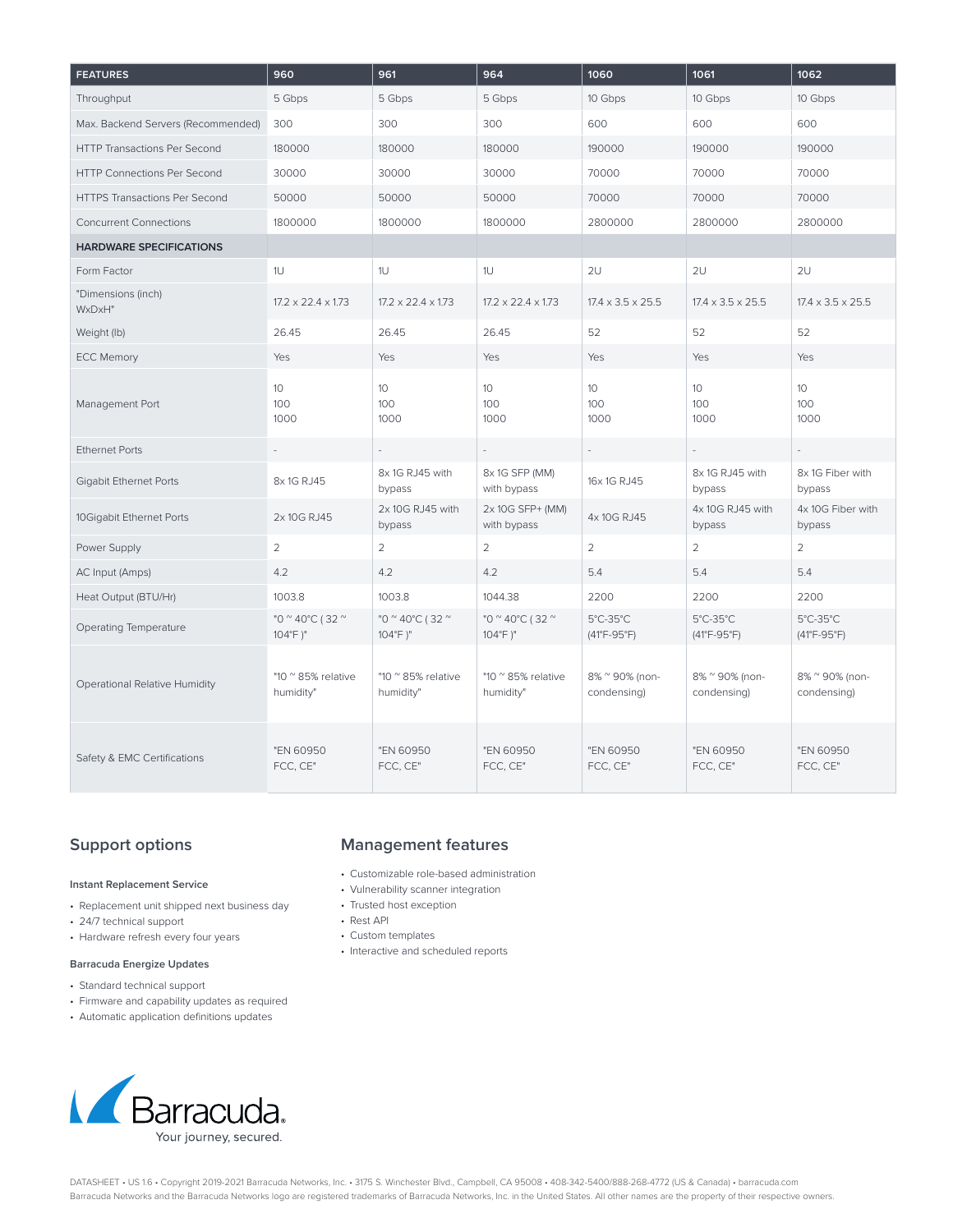| FEATURES | 960 | 961 | 964 | 1060 | 1061 | 1062 |
|---|---|---|---|---|---|---|
| Throughput | 5 Gbps | 5 Gbps | 5 Gbps | 10 Gbps | 10 Gbps | 10 Gbps |
| Max. Backend Servers (Recommended) | 300 | 300 | 300 | 600 | 600 | 600 |
| HTTP Transactions Per Second | 180000 | 180000 | 180000 | 190000 | 190000 | 190000 |
| HTTP Connections Per Second | 30000 | 30000 | 30000 | 70000 | 70000 | 70000 |
| HTTPS Transactions Per Second | 50000 | 50000 | 50000 | 70000 | 70000 | 70000 |
| Concurrent Connections | 1800000 | 1800000 | 1800000 | 2800000 | 2800000 | 2800000 |
| **HARDWARE SPECIFICATIONS** | | | | | | |
| Form Factor | 1U | 1U | 1U | 2U | 2U | 2U |
| "Dimensions (inch) WxDxH" | 17.2 x 22.4 x 1.73 | 17.2 x 22.4 x 1.73 | 17.2 x 22.4 x 1.73 | 17.4 x 3.5 x 25.5 | 17.4 x 3.5 x 25.5 | 17.4 x 3.5 x 25.5 |
| Weight (lb) | 26.45 | 26.45 | 26.45 | 52 | 52 | 52 |
| ECC Memory | Yes | Yes | Yes | Yes | Yes | Yes |
| Management Port | 10<br>100<br>1000 | 10<br>100<br>1000 | 10<br>100<br>1000 | 10<br>100<br>1000 | 10<br>100<br>1000 | 10<br>100<br>1000 |
| Ethernet Ports | - | - | - | - | - | - |
| Gigabit Ethernet Ports | 8x 1G RJ45 | 8x 1G RJ45 with bypass | 8x 1G SFP (MM) with bypass | 16x 1G RJ45 | 8x 1G RJ45 with bypass | 8x 1G Fiber with bypass |
| 10Gigabit Ethernet Ports | 2x 10G RJ45 | 2x 10G RJ45 with bypass | 2x 10G SFP+ (MM) with bypass | 4x 10G RJ45 | 4x 10G RJ45 with bypass | 4x 10G Fiber with bypass |
| Power Supply | 2 | 2 | 2 | 2 | 2 | 2 |
| AC Input (Amps) | 4.2 | 4.2 | 4.2 | 5.4 | 5.4 | 5.4 |
| Heat Output (BTU/Hr) | 1003.8 | 1003.8 | 1044.38 | 2200 | 2200 | 2200 |
| Operating Temperature | "0 ~ 40°C ( 32 ~ 104°F )" | "0 ~ 40°C ( 32 ~ 104°F )" | "0 ~ 40°C ( 32 ~ 104°F )" | 5°C-35°C (41°F-95°F) | 5°C-35°C (41°F-95°F) | 5°C-35°C (41°F-95°F) |
| Operational Relative Humidity | "10 ~ 85% relative humidity" | "10 ~ 85% relative humidity" | "10 ~ 85% relative humidity" | 8% ~ 90% (non-condensing) | 8% ~ 90% (non-condensing) | 8% ~ 90% (non-condensing) |
| Safety & EMC Certifications | "EN 60950 FCC, CE" | "EN 60950 FCC, CE" | "EN 60950 FCC, CE" | "EN 60950 FCC, CE" | "EN 60950 FCC, CE" | "EN 60950 FCC, CE" |

## Support options

### Instant Replacement Service

- Replacement unit shipped next business day
- 24/7 technical support
- Hardware refresh every four years

### Barracuda Energize Updates

- Standard technical support
- Firmware and capability updates as required
- Automatic application definitions updates

## Management features

- Customizable role-based administration
- Vulnerability scanner integration
- Trusted host exception
- Rest API
- Custom templates
- Interactive and scheduled reports

Barracuda
Your journey, secured.

DATASHEET • US 1.6 • Copyright 2019-2021 Barracuda Networks, Inc. • 3175 S. Winchester Blvd., Campbell, CA 95008 • 408-342-5400/888-268-4772 (US & Canada) • barracuda.com
Barracuda Networks and the Barracuda Networks logo are registered trademarks of Barracuda Networks, Inc. in the United States. All other names are the property of their respective owners.